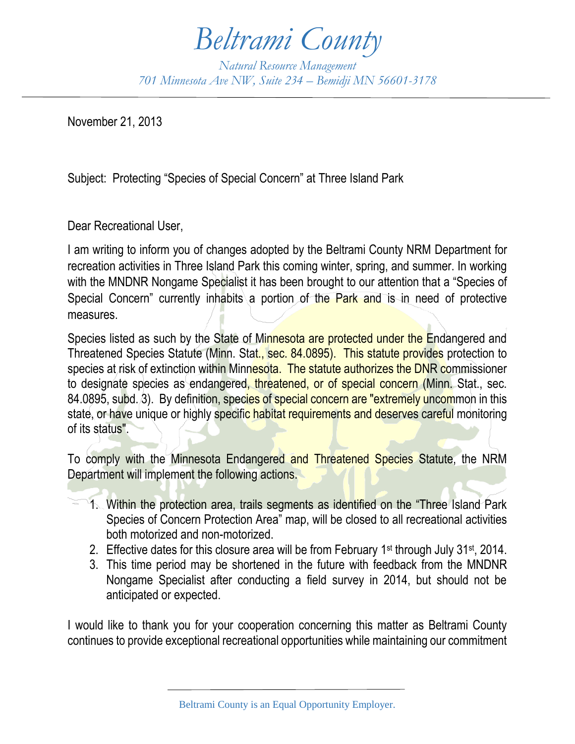# *Beltrami County*

*Natural Resource Management*
*701 Minnesota Ave NW, Suite 234 – Bemidji MN 56601-3178*

---

November 21, 2013

Subject: Protecting "Species of Special Concern" at Three Island Park

Dear Recreational User,

I am writing to inform you of changes adopted by the Beltrami County NRM Department for recreation activities in Three Island Park this coming winter, spring, and summer. In working with the MNDNR Nongame Specialist it has been brought to our attention that a "Species of Special Concern" currently inhabits a portion of the Park and is in need of protective measures.

Species listed as such by the State of Minnesota are protected under the Endangered and Threatened Species Statute (Minn. Stat., sec. 84.0895). This statute provides protection to species at risk of extinction within Minnesota. The statute authorizes the DNR commissioner to designate species as endangered, threatened, or of special concern (Minn. Stat., sec. 84.0895, subd. 3). By definition, species of special concern are "extremely uncommon in this state, or have unique or highly specific habitat requirements and deserves careful monitoring of its status".

To comply with the Minnesota Endangered and Threatened Species Statute, the NRM Department will implement the following actions.

1. Within the protection area, trails segments as identified on the "Three Island Park Species of Concern Protection Area" map, will be closed to all recreational activities both motorized and non-motorized.
2. Effective dates for this closure area will be from February 1st through July 31st, 2014.
3. This time period may be shortened in the future with feedback from the MNDNR Nongame Specialist after conducting a field survey in 2014, but should not be anticipated or expected.

I would like to thank you for your cooperation concerning this matter as Beltrami County continues to provide exceptional recreational opportunities while maintaining our commitment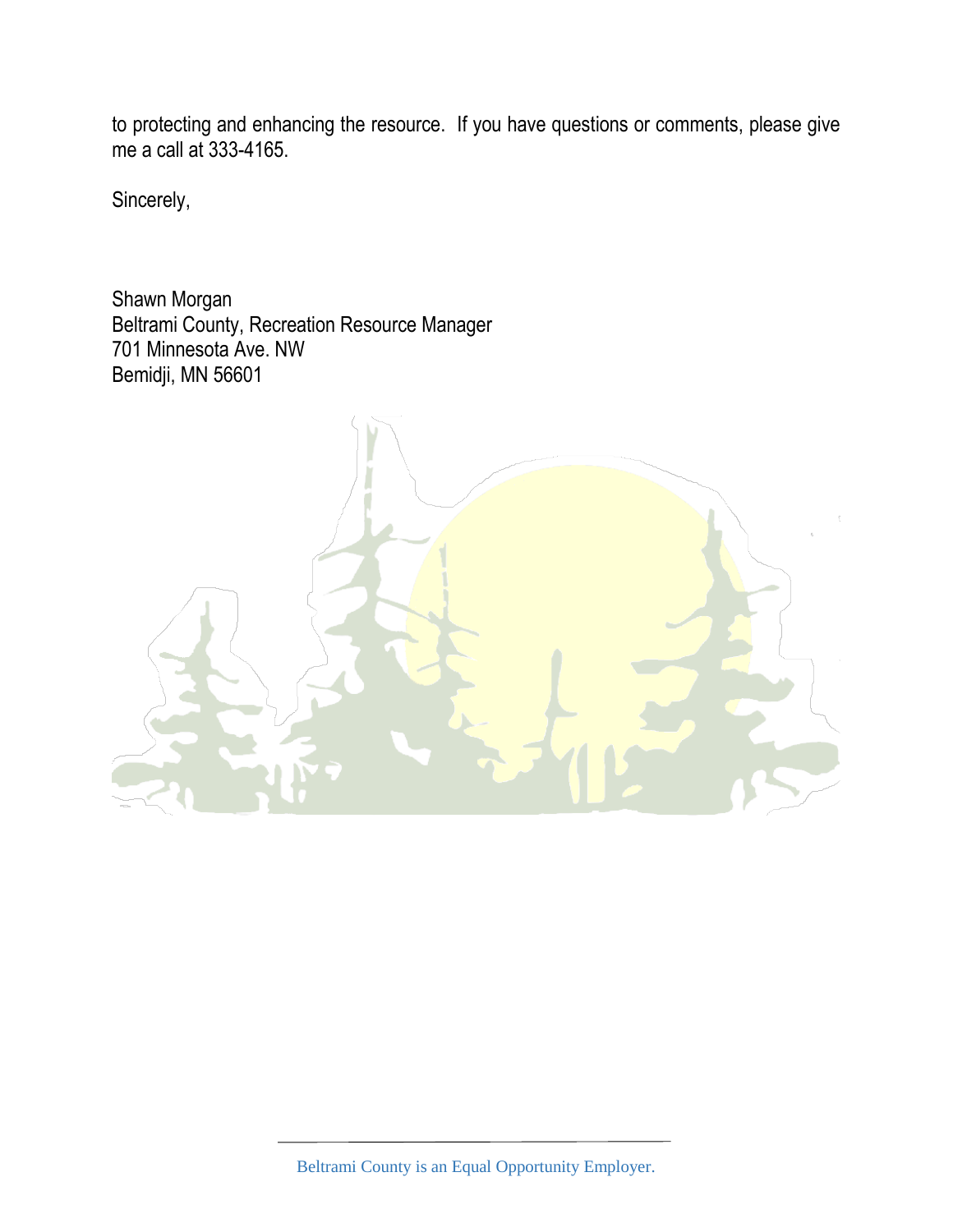to protecting and enhancing the resource. If you have questions or comments, please give me a call at 333-4165.

Sincerely,

Shawn Morgan
Beltrami County, Recreation Resource Manager
701 Minnesota Ave. NW
Bemidji, MN 56601

Beltrami County is an Equal Opportunity Employer.